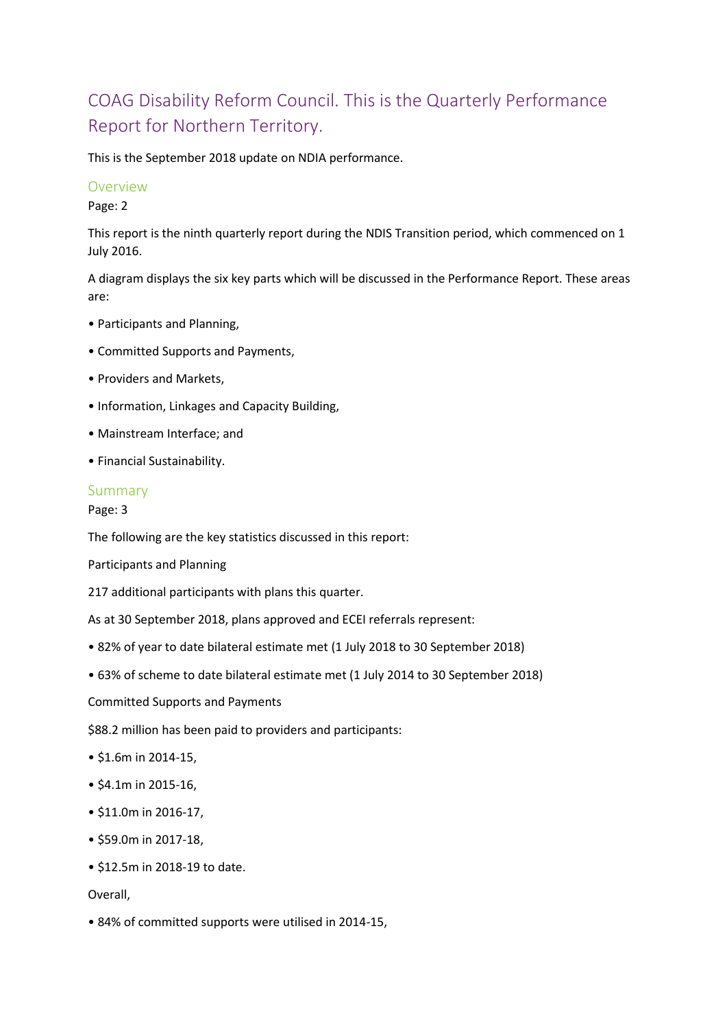# COAG Disability Reform Council. This is the Quarterly Performance Report for Northern Territory.

This is the September 2018 update on NDIA performance.

## Overview

Page: 2

This report is the ninth quarterly report during the NDIS Transition period, which commenced on 1 July 2016.

A diagram displays the six key parts which will be discussed in the Performance Report. These areas are:

- Participants and Planning,
- Committed Supports and Payments,
- Providers and Markets,
- Information, Linkages and Capacity Building,
- Mainstream Interface; and
- Financial Sustainability.

## Summary

Page: 3

The following are the key statistics discussed in this report:

Participants and Planning

217 additional participants with plans this quarter.

As at 30 September 2018, plans approved and ECEI referrals represent:

- 82% of year to date bilateral estimate met (1 July 2018 to 30 September 2018)
- 63% of scheme to date bilateral estimate met (1 July 2014 to 30 September 2018)

Committed Supports and Payments

$88.2 million has been paid to providers and participants:

- $1.6m in 2014-15,
- $4.1m in 2015-16,
- $11.0m in 2016-17,
- $59.0m in 2017-18,
- $12.5m in 2018-19 to date.

Overall,

- 84% of committed supports were utilised in 2014-15,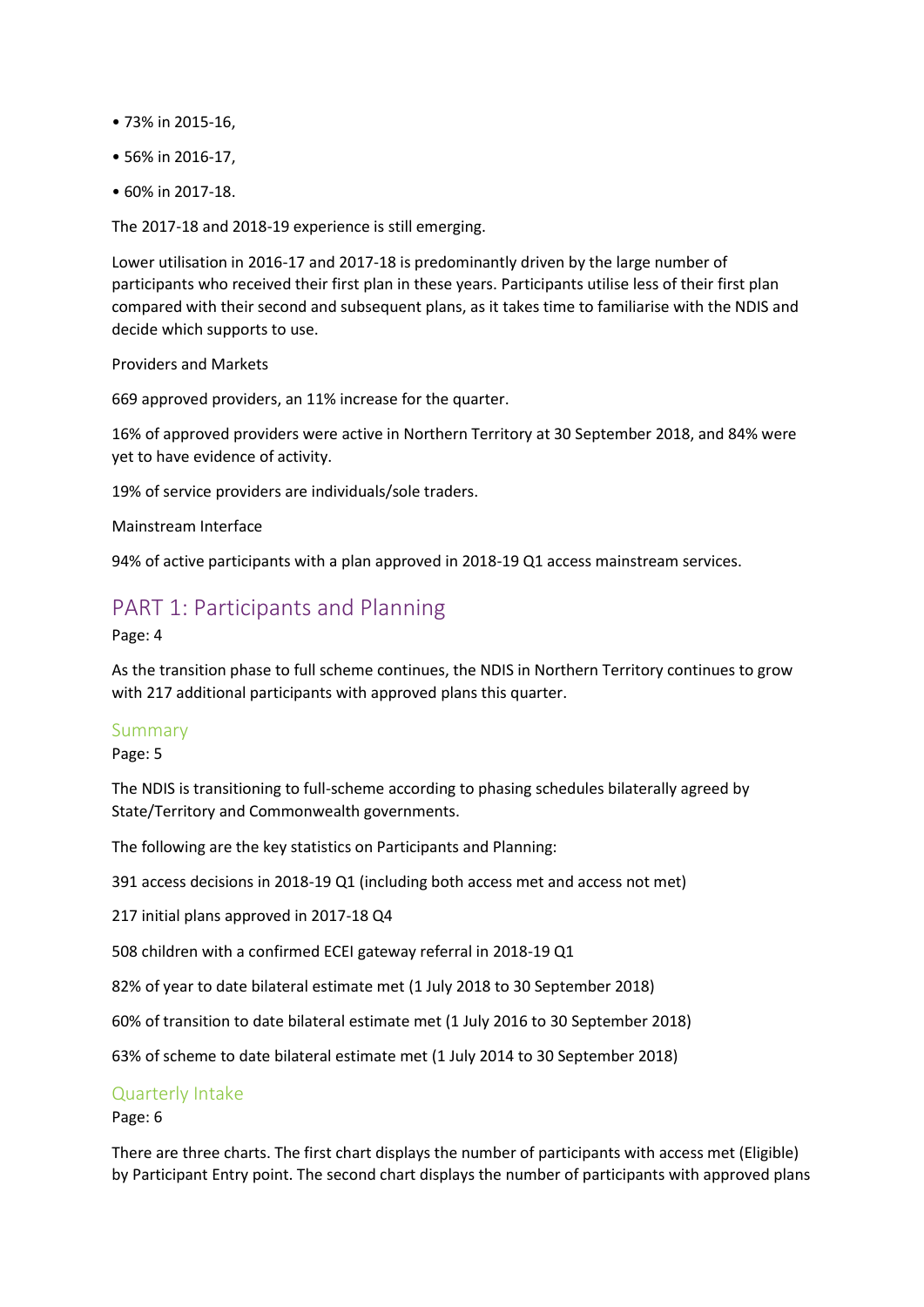- 73% in 2015-16,
- 56% in 2016-17,
- 60% in 2017-18.

The 2017-18 and 2018-19 experience is still emerging.

Lower utilisation in 2016-17 and 2017-18 is predominantly driven by the large number of participants who received their first plan in these years. Participants utilise less of their first plan compared with their second and subsequent plans, as it takes time to familiarise with the NDIS and decide which supports to use.

Providers and Markets

669 approved providers, an 11% increase for the quarter.

16% of approved providers were active in Northern Territory at 30 September 2018, and 84% were yet to have evidence of activity.

19% of service providers are individuals/sole traders.

Mainstream Interface

94% of active participants with a plan approved in 2018-19 Q1 access mainstream services.

# PART 1: Participants and Planning

Page: 4

As the transition phase to full scheme continues, the NDIS in Northern Territory continues to grow with 217 additional participants with approved plans this quarter.

## Summary

Page: 5

The NDIS is transitioning to full-scheme according to phasing schedules bilaterally agreed by State/Territory and Commonwealth governments.

The following are the key statistics on Participants and Planning:

391 access decisions in 2018-19 Q1 (including both access met and access not met)

217 initial plans approved in 2017-18 Q4

508 children with a confirmed ECEI gateway referral in 2018-19 Q1

82% of year to date bilateral estimate met (1 July 2018 to 30 September 2018)

60% of transition to date bilateral estimate met (1 July 2016 to 30 September 2018)

63% of scheme to date bilateral estimate met (1 July 2014 to 30 September 2018)

## Quarterly Intake

Page: 6

There are three charts. The first chart displays the number of participants with access met (Eligible) by Participant Entry point. The second chart displays the number of participants with approved plans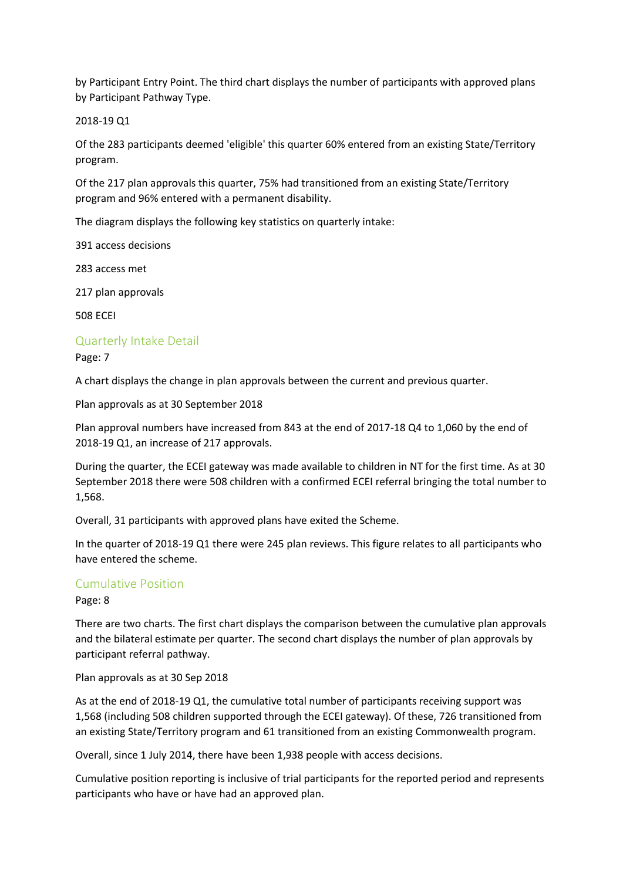by Participant Entry Point. The third chart displays the number of participants with approved plans by Participant Pathway Type.

2018-19 Q1

Of the 283 participants deemed 'eligible' this quarter 60% entered from an existing State/Territory program.

Of the 217 plan approvals this quarter, 75% had transitioned from an existing State/Territory program and 96% entered with a permanent disability.

The diagram displays the following key statistics on quarterly intake:

391 access decisions

283 access met

217 plan approvals

508 ECEI

## Quarterly Intake Detail

Page: 7

A chart displays the change in plan approvals between the current and previous quarter.

Plan approvals as at 30 September 2018

Plan approval numbers have increased from 843 at the end of 2017-18 Q4 to 1,060 by the end of 2018-19 Q1, an increase of 217 approvals.

During the quarter, the ECEI gateway was made available to children in NT for the first time. As at 30 September 2018 there were 508 children with a confirmed ECEI referral bringing the total number to 1,568.

Overall, 31 participants with approved plans have exited the Scheme.

In the quarter of 2018-19 Q1 there were 245 plan reviews. This figure relates to all participants who have entered the scheme.

## Cumulative Position

Page: 8

There are two charts. The first chart displays the comparison between the cumulative plan approvals and the bilateral estimate per quarter. The second chart displays the number of plan approvals by participant referral pathway.

Plan approvals as at 30 Sep 2018

As at the end of 2018-19 Q1, the cumulative total number of participants receiving support was 1,568 (including 508 children supported through the ECEI gateway). Of these, 726 transitioned from an existing State/Territory program and 61 transitioned from an existing Commonwealth program.

Overall, since 1 July 2014, there have been 1,938 people with access decisions.

Cumulative position reporting is inclusive of trial participants for the reported period and represents participants who have or have had an approved plan.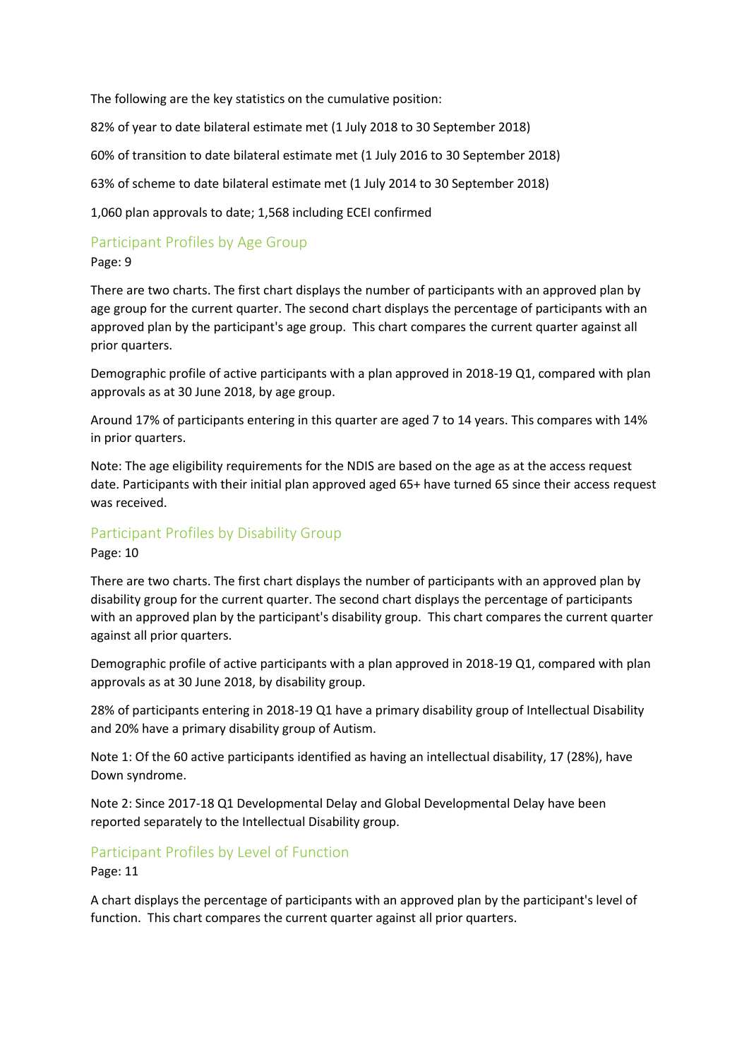The following are the key statistics on the cumulative position:

82% of year to date bilateral estimate met (1 July 2018 to 30 September 2018)

60% of transition to date bilateral estimate met (1 July 2016 to 30 September 2018)

63% of scheme to date bilateral estimate met (1 July 2014 to 30 September 2018)

1,060 plan approvals to date; 1,568 including ECEI confirmed

## Participant Profiles by Age Group

Page: 9

There are two charts. The first chart displays the number of participants with an approved plan by age group for the current quarter. The second chart displays the percentage of participants with an approved plan by the participant's age group. This chart compares the current quarter against all prior quarters.

Demographic profile of active participants with a plan approved in 2018-19 Q1, compared with plan approvals as at 30 June 2018, by age group.

Around 17% of participants entering in this quarter are aged 7 to 14 years. This compares with 14% in prior quarters.

Note: The age eligibility requirements for the NDIS are based on the age as at the access request date. Participants with their initial plan approved aged 65+ have turned 65 since their access request was received.

## Participant Profiles by Disability Group

Page: 10

There are two charts. The first chart displays the number of participants with an approved plan by disability group for the current quarter. The second chart displays the percentage of participants with an approved plan by the participant's disability group. This chart compares the current quarter against all prior quarters.

Demographic profile of active participants with a plan approved in 2018-19 Q1, compared with plan approvals as at 30 June 2018, by disability group.

28% of participants entering in 2018-19 Q1 have a primary disability group of Intellectual Disability and 20% have a primary disability group of Autism.

Note 1: Of the 60 active participants identified as having an intellectual disability, 17 (28%), have Down syndrome.

Note 2: Since 2017-18 Q1 Developmental Delay and Global Developmental Delay have been reported separately to the Intellectual Disability group.

## Participant Profiles by Level of Function

Page: 11

A chart displays the percentage of participants with an approved plan by the participant's level of function. This chart compares the current quarter against all prior quarters.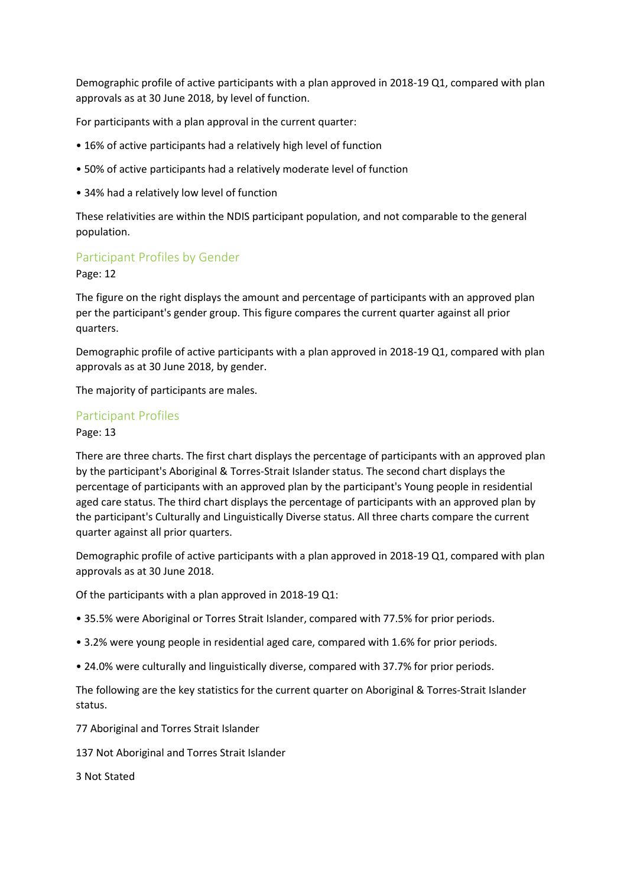Demographic profile of active participants with a plan approved in 2018-19 Q1, compared with plan approvals as at 30 June 2018, by level of function.

For participants with a plan approval in the current quarter:

- 16% of active participants had a relatively high level of function
- 50% of active participants had a relatively moderate level of function
- 34% had a relatively low level of function

These relativities are within the NDIS participant population, and not comparable to the general population.

## Participant Profiles by Gender

Page: 12

The figure on the right displays the amount and percentage of participants with an approved plan per the participant's gender group. This figure compares the current quarter against all prior quarters.

Demographic profile of active participants with a plan approved in 2018-19 Q1, compared with plan approvals as at 30 June 2018, by gender.

The majority of participants are males.

## Participant Profiles

Page: 13

There are three charts. The first chart displays the percentage of participants with an approved plan by the participant's Aboriginal & Torres-Strait Islander status. The second chart displays the percentage of participants with an approved plan by the participant's Young people in residential aged care status. The third chart displays the percentage of participants with an approved plan by the participant's Culturally and Linguistically Diverse status. All three charts compare the current quarter against all prior quarters.

Demographic profile of active participants with a plan approved in 2018-19 Q1, compared with plan approvals as at 30 June 2018.

Of the participants with a plan approved in 2018-19 Q1:

- 35.5% were Aboriginal or Torres Strait Islander, compared with 77.5% for prior periods.
- 3.2% were young people in residential aged care, compared with 1.6% for prior periods.
- 24.0% were culturally and linguistically diverse, compared with 37.7% for prior periods.

The following are the key statistics for the current quarter on Aboriginal & Torres-Strait Islander status.

77 Aboriginal and Torres Strait Islander

137 Not Aboriginal and Torres Strait Islander

3 Not Stated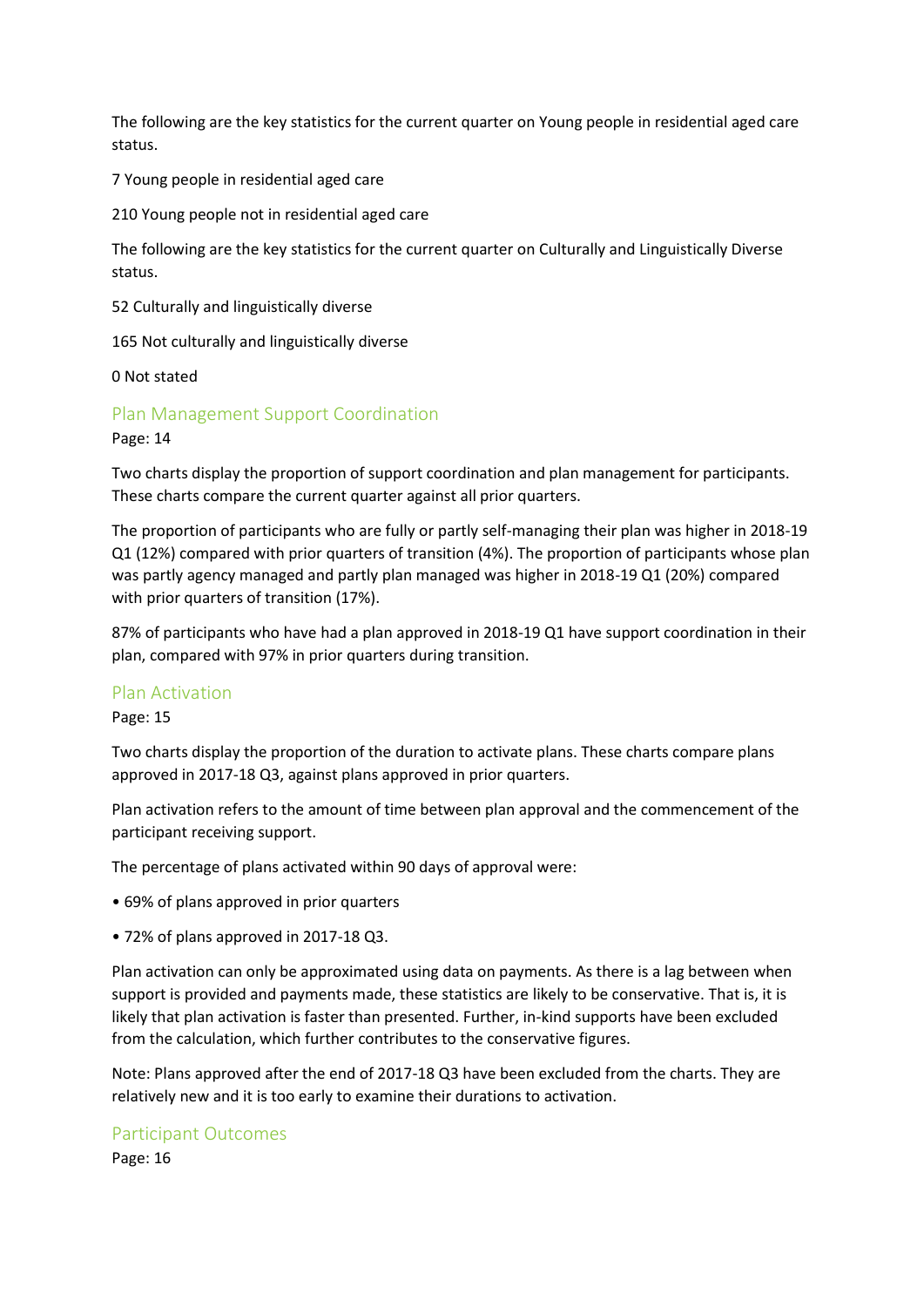The following are the key statistics for the current quarter on Young people in residential aged care status.

7 Young people in residential aged care

210 Young people not in residential aged care

The following are the key statistics for the current quarter on Culturally and Linguistically Diverse status.

52 Culturally and linguistically diverse

165 Not culturally and linguistically diverse

0 Not stated

## Plan Management Support Coordination

Page: 14

Two charts display the proportion of support coordination and plan management for participants. These charts compare the current quarter against all prior quarters.

The proportion of participants who are fully or partly self-managing their plan was higher in 2018-19 Q1 (12%) compared with prior quarters of transition (4%). The proportion of participants whose plan was partly agency managed and partly plan managed was higher in 2018-19 Q1 (20%) compared with prior quarters of transition (17%).

87% of participants who have had a plan approved in 2018-19 Q1 have support coordination in their plan, compared with 97% in prior quarters during transition.

## Plan Activation

Page: 15

Two charts display the proportion of the duration to activate plans. These charts compare plans approved in 2017-18 Q3, against plans approved in prior quarters.

Plan activation refers to the amount of time between plan approval and the commencement of the participant receiving support.

The percentage of plans activated within 90 days of approval were:

- 69% of plans approved in prior quarters
- 72% of plans approved in 2017-18 Q3.

Plan activation can only be approximated using data on payments. As there is a lag between when support is provided and payments made, these statistics are likely to be conservative. That is, it is likely that plan activation is faster than presented. Further, in-kind supports have been excluded from the calculation, which further contributes to the conservative figures.

Note: Plans approved after the end of 2017-18 Q3 have been excluded from the charts. They are relatively new and it is too early to examine their durations to activation.

## Participant Outcomes

Page: 16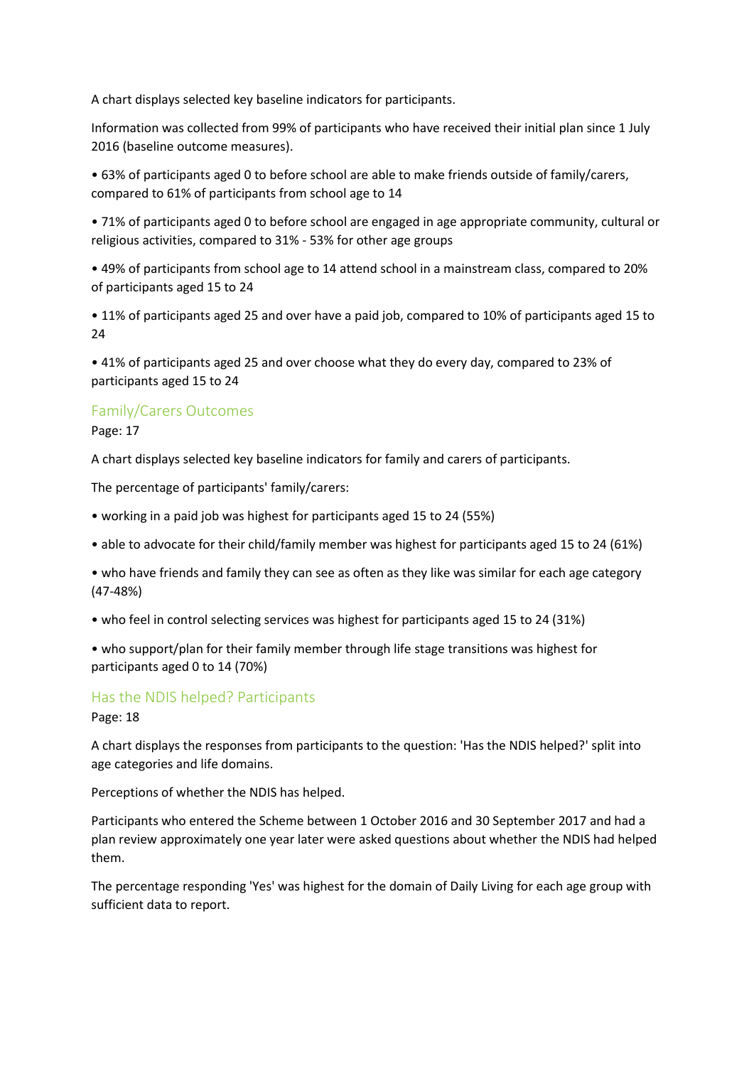A chart displays selected key baseline indicators for participants.

Information was collected from 99% of participants who have received their initial plan since 1 July 2016 (baseline outcome measures).

- 63% of participants aged 0 to before school are able to make friends outside of family/carers, compared to 61% of participants from school age to 14
- 71% of participants aged 0 to before school are engaged in age appropriate community, cultural or religious activities, compared to 31% - 53% for other age groups
- 49% of participants from school age to 14 attend school in a mainstream class, compared to 20% of participants aged 15 to 24
- 11% of participants aged 25 and over have a paid job, compared to 10% of participants aged 15 to 24
- 41% of participants aged 25 and over choose what they do every day, compared to 23% of participants aged 15 to 24

## Family/Carers Outcomes

Page: 17

A chart displays selected key baseline indicators for family and carers of participants.

The percentage of participants' family/carers:

- working in a paid job was highest for participants aged 15 to 24 (55%)
- able to advocate for their child/family member was highest for participants aged 15 to 24 (61%)
- who have friends and family they can see as often as they like was similar for each age category (47-48%)
- who feel in control selecting services was highest for participants aged 15 to 24 (31%)
- who support/plan for their family member through life stage transitions was highest for participants aged 0 to 14 (70%)

## Has the NDIS helped? Participants

Page: 18

A chart displays the responses from participants to the question: 'Has the NDIS helped?' split into age categories and life domains.

Perceptions of whether the NDIS has helped.

Participants who entered the Scheme between 1 October 2016 and 30 September 2017 and had a plan review approximately one year later were asked questions about whether the NDIS had helped them.

The percentage responding 'Yes' was highest for the domain of Daily Living for each age group with sufficient data to report.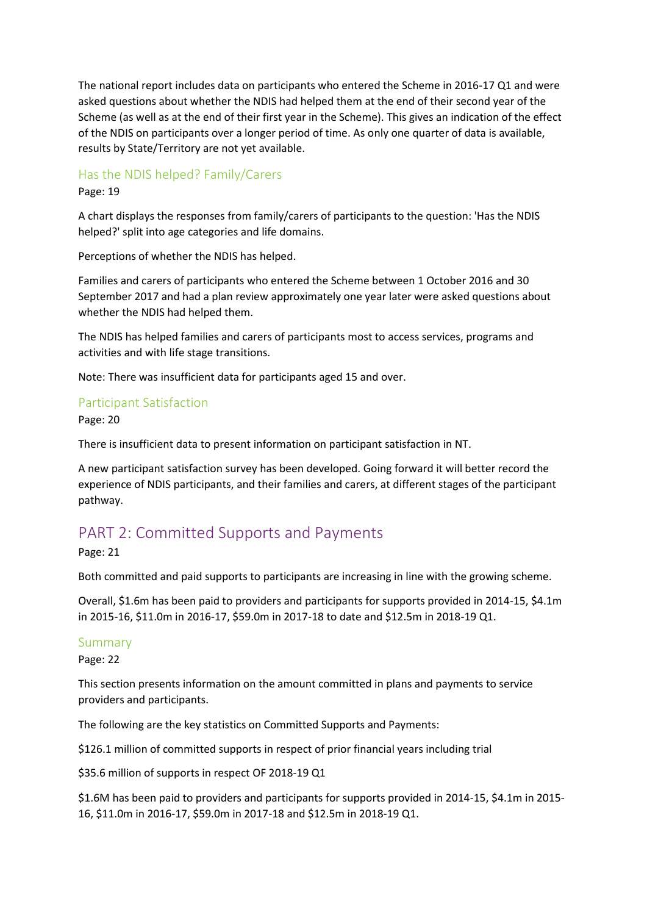The national report includes data on participants who entered the Scheme in 2016-17 Q1 and were asked questions about whether the NDIS had helped them at the end of their second year of the Scheme (as well as at the end of their first year in the Scheme). This gives an indication of the effect of the NDIS on participants over a longer period of time. As only one quarter of data is available, results by State/Territory are not yet available.

### Has the NDIS helped? Family/Carers

Page: 19

A chart displays the responses from family/carers of participants to the question: 'Has the NDIS helped?' split into age categories and life domains.

Perceptions of whether the NDIS has helped.

Families and carers of participants who entered the Scheme between 1 October 2016 and 30 September 2017 and had a plan review approximately one year later were asked questions about whether the NDIS had helped them.

The NDIS has helped families and carers of participants most to access services, programs and activities and with life stage transitions.

Note: There was insufficient data for participants aged 15 and over.

### Participant Satisfaction

Page: 20

There is insufficient data to present information on participant satisfaction in NT.

A new participant satisfaction survey has been developed. Going forward it will better record the experience of NDIS participants, and their families and carers, at different stages of the participant pathway.

## PART 2: Committed Supports and Payments

Page: 21

Both committed and paid supports to participants are increasing in line with the growing scheme.

Overall, $1.6m has been paid to providers and participants for supports provided in 2014-15, $4.1m in 2015-16, $11.0m in 2016-17, $59.0m in 2017-18 to date and $12.5m in 2018-19 Q1.

### Summary

Page: 22

This section presents information on the amount committed in plans and payments to service providers and participants.

The following are the key statistics on Committed Supports and Payments:

$126.1 million of committed supports in respect of prior financial years including trial

$35.6 million of supports in respect OF 2018-19 Q1

$1.6M has been paid to providers and participants for supports provided in 2014-15, $4.1m in 2015-16, $11.0m in 2016-17, $59.0m in 2017-18 and $12.5m in 2018-19 Q1.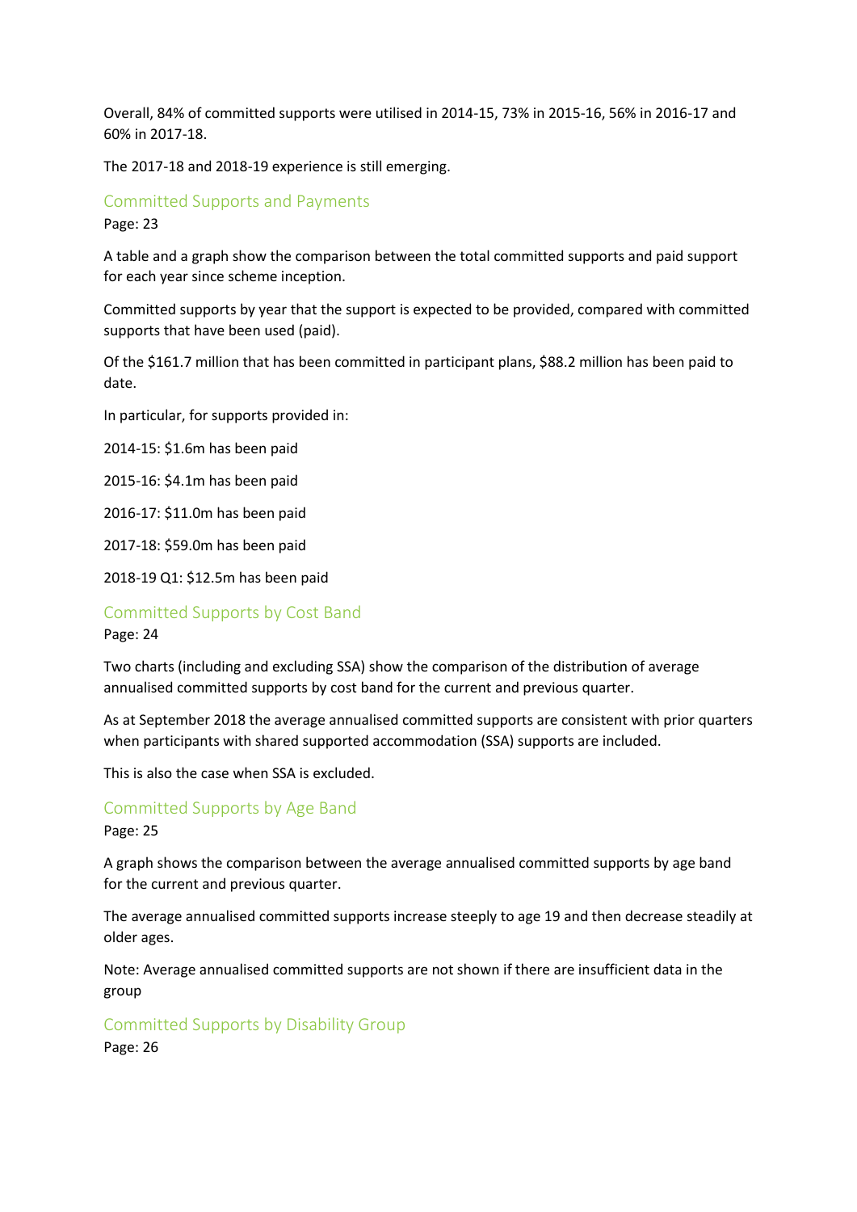Overall, 84% of committed supports were utilised in 2014-15, 73% in 2015-16, 56% in 2016-17 and 60% in 2017-18.

The 2017-18 and 2018-19 experience is still emerging.

## Committed Supports and Payments

Page: 23

A table and a graph show the comparison between the total committed supports and paid support for each year since scheme inception.

Committed supports by year that the support is expected to be provided, compared with committed supports that have been used (paid).

Of the $161.7 million that has been committed in participant plans, $88.2 million has been paid to date.

In particular, for supports provided in:

2014-15: $1.6m has been paid

2015-16: $4.1m has been paid

2016-17: $11.0m has been paid

2017-18: $59.0m has been paid

2018-19 Q1: $12.5m has been paid

## Committed Supports by Cost Band

Page: 24

Two charts (including and excluding SSA) show the comparison of the distribution of average annualised committed supports by cost band for the current and previous quarter.

As at September 2018 the average annualised committed supports are consistent with prior quarters when participants with shared supported accommodation (SSA) supports are included.

This is also the case when SSA is excluded.

## Committed Supports by Age Band

Page: 25

A graph shows the comparison between the average annualised committed supports by age band for the current and previous quarter.

The average annualised committed supports increase steeply to age 19 and then decrease steadily at older ages.

Note: Average annualised committed supports are not shown if there are insufficient data in the group

## Committed Supports by Disability Group

Page: 26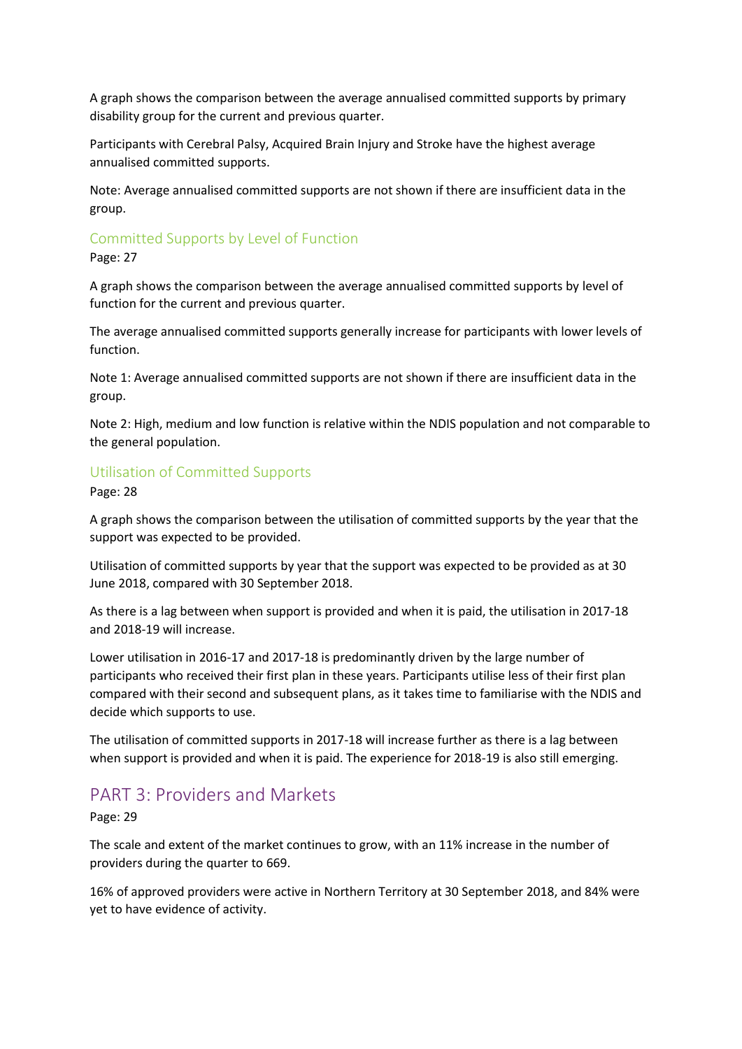A graph shows the comparison between the average annualised committed supports by primary disability group for the current and previous quarter.

Participants with Cerebral Palsy, Acquired Brain Injury and Stroke have the highest average annualised committed supports.

Note: Average annualised committed supports are not shown if there are insufficient data in the group.

### Committed Supports by Level of Function

Page: 27

A graph shows the comparison between the average annualised committed supports by level of function for the current and previous quarter.

The average annualised committed supports generally increase for participants with lower levels of function.

Note 1: Average annualised committed supports are not shown if there are insufficient data in the group.

Note 2: High, medium and low function is relative within the NDIS population and not comparable to the general population.

### Utilisation of Committed Supports

Page: 28

A graph shows the comparison between the utilisation of committed supports by the year that the support was expected to be provided.

Utilisation of committed supports by year that the support was expected to be provided as at 30 June 2018, compared with 30 September 2018.

As there is a lag between when support is provided and when it is paid, the utilisation in 2017-18 and 2018-19 will increase.

Lower utilisation in 2016-17 and 2017-18 is predominantly driven by the large number of participants who received their first plan in these years. Participants utilise less of their first plan compared with their second and subsequent plans, as it takes time to familiarise with the NDIS and decide which supports to use.

The utilisation of committed supports in 2017-18 will increase further as there is a lag between when support is provided and when it is paid. The experience for 2018-19 is also still emerging.

## PART 3: Providers and Markets

Page: 29

The scale and extent of the market continues to grow, with an 11% increase in the number of providers during the quarter to 669.

16% of approved providers were active in Northern Territory at 30 September 2018, and 84% were yet to have evidence of activity.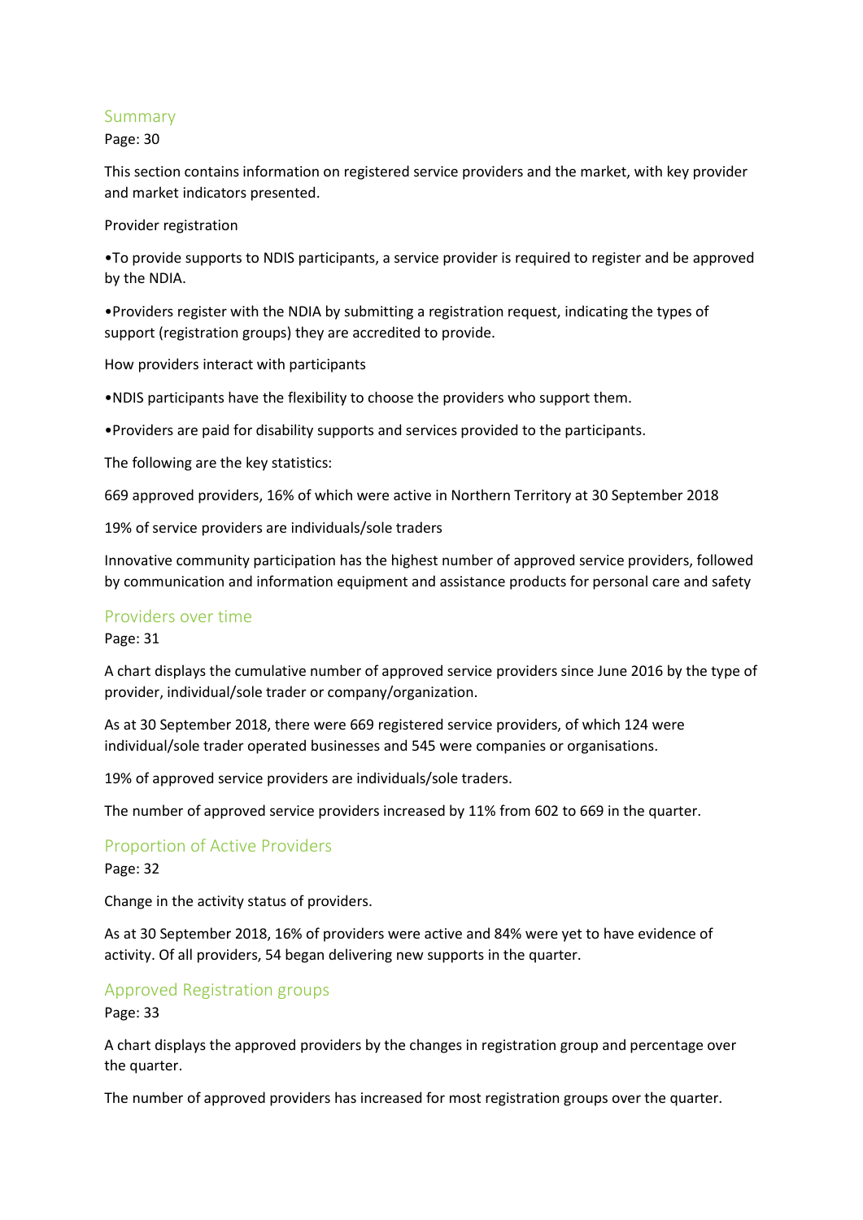## Summary

Page: 30

This section contains information on registered service providers and the market, with key provider and market indicators presented.

Provider registration

•To provide supports to NDIS participants, a service provider is required to register and be approved by the NDIA.

•Providers register with the NDIA by submitting a registration request, indicating the types of support (registration groups) they are accredited to provide.

How providers interact with participants

•NDIS participants have the flexibility to choose the providers who support them.

•Providers are paid for disability supports and services provided to the participants.

The following are the key statistics:

669 approved providers, 16% of which were active in Northern Territory at 30 September 2018

19% of service providers are individuals/sole traders

Innovative community participation has the highest number of approved service providers, followed by communication and information equipment and assistance products for personal care and safety

## Providers over time

Page: 31

A chart displays the cumulative number of approved service providers since June 2016 by the type of provider, individual/sole trader or company/organization.

As at 30 September 2018, there were 669 registered service providers, of which 124 were individual/sole trader operated businesses and 545 were companies or organisations.

19% of approved service providers are individuals/sole traders.

The number of approved service providers increased by 11% from 602 to 669 in the quarter.

## Proportion of Active Providers

Page: 32

Change in the activity status of providers.

As at 30 September 2018, 16% of providers were active and 84% were yet to have evidence of activity. Of all providers, 54 began delivering new supports in the quarter.

## Approved Registration groups

Page: 33

A chart displays the approved providers by the changes in registration group and percentage over the quarter.

The number of approved providers has increased for most registration groups over the quarter.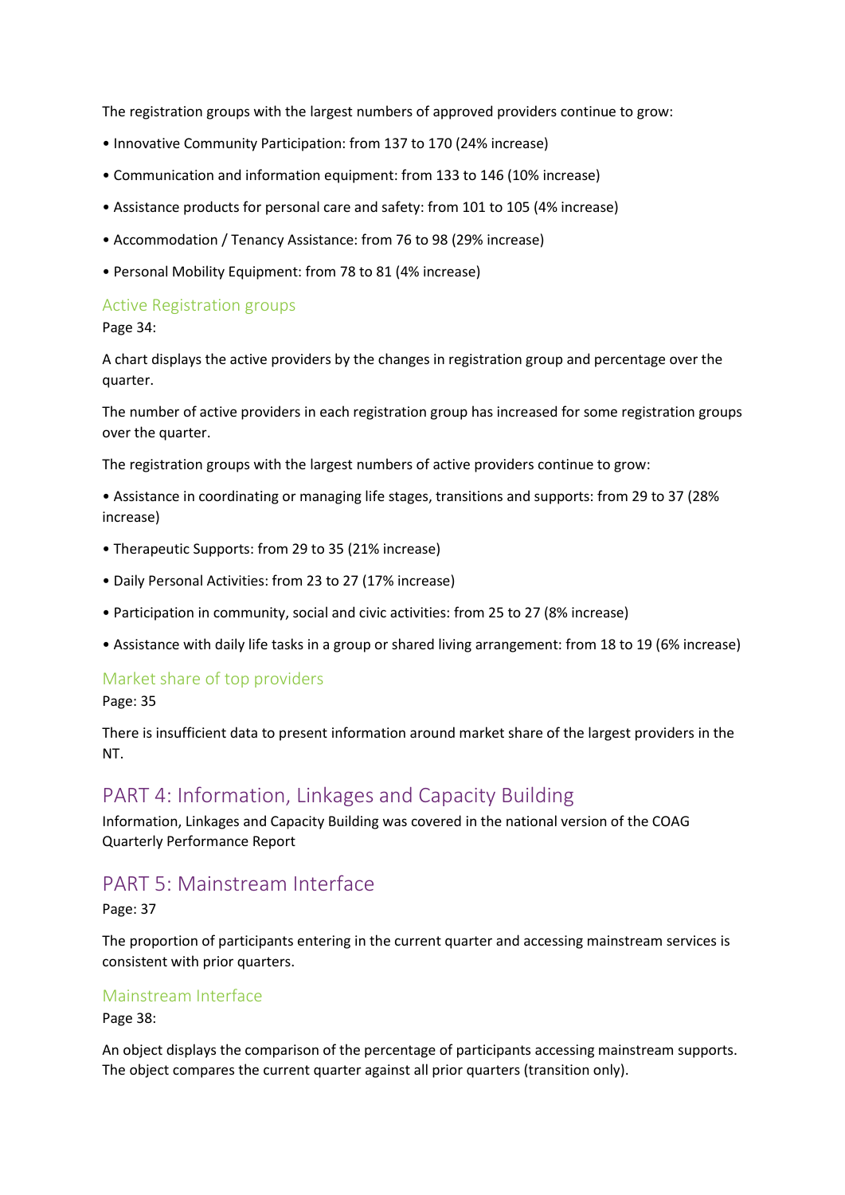The registration groups with the largest numbers of approved providers continue to grow:

- Innovative Community Participation: from 137 to 170 (24% increase)
- Communication and information equipment: from 133 to 146 (10% increase)
- Assistance products for personal care and safety: from 101 to 105 (4% increase)
- Accommodation / Tenancy Assistance: from 76 to 98 (29% increase)
- Personal Mobility Equipment: from 78 to 81 (4% increase)

### Active Registration groups

Page 34:

A chart displays the active providers by the changes in registration group and percentage over the quarter.

The number of active providers in each registration group has increased for some registration groups over the quarter.

The registration groups with the largest numbers of active providers continue to grow:

- Assistance in coordinating or managing life stages, transitions and supports: from 29 to 37 (28% increase)
- Therapeutic Supports: from 29 to 35 (21% increase)
- Daily Personal Activities: from 23 to 27 (17% increase)
- Participation in community, social and civic activities: from 25 to 27 (8% increase)
- Assistance with daily life tasks in a group or shared living arrangement: from 18 to 19 (6% increase)

### Market share of top providers

Page: 35

There is insufficient data to present information around market share of the largest providers in the NT.

## PART 4: Information, Linkages and Capacity Building

Information, Linkages and Capacity Building was covered in the national version of the COAG Quarterly Performance Report

## PART 5: Mainstream Interface

Page: 37

The proportion of participants entering in the current quarter and accessing mainstream services is consistent with prior quarters.

### Mainstream Interface

Page 38:

An object displays the comparison of the percentage of participants accessing mainstream supports. The object compares the current quarter against all prior quarters (transition only).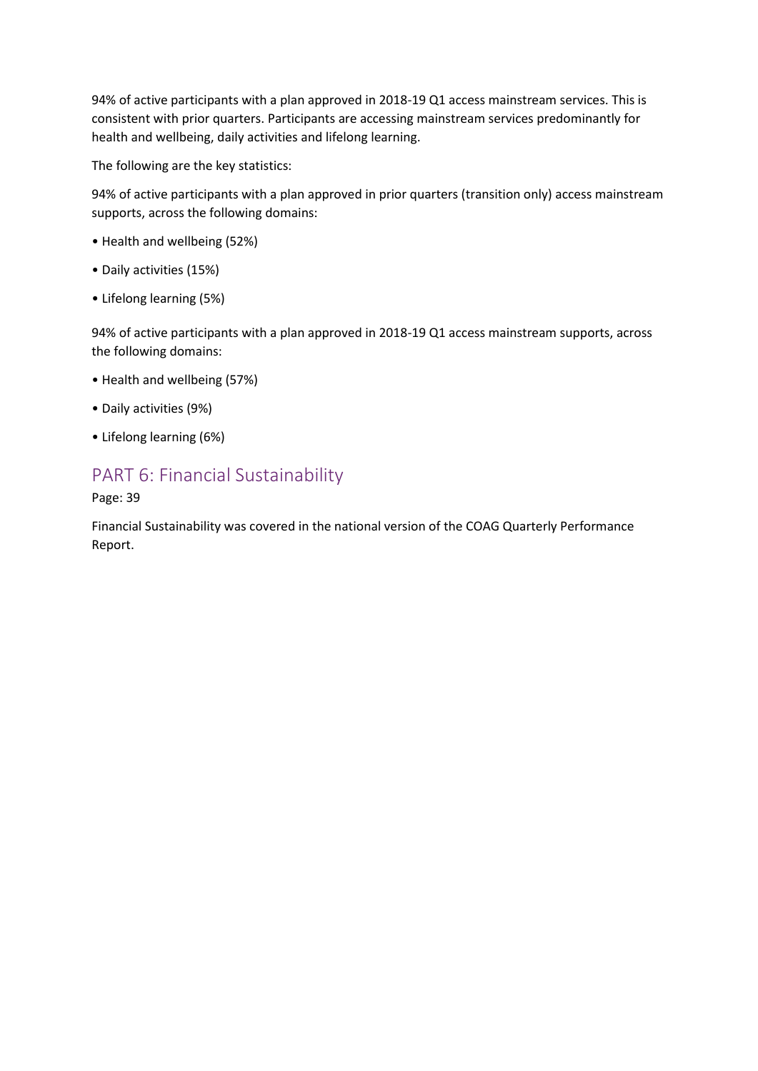94% of active participants with a plan approved in 2018-19 Q1 access mainstream services. This is consistent with prior quarters. Participants are accessing mainstream services predominantly for health and wellbeing, daily activities and lifelong learning.

The following are the key statistics:

94% of active participants with a plan approved in prior quarters (transition only) access mainstream supports, across the following domains:

- Health and wellbeing (52%)
- Daily activities (15%)
- Lifelong learning (5%)

94% of active participants with a plan approved in 2018-19 Q1 access mainstream supports, across the following domains:

- Health and wellbeing (57%)
- Daily activities (9%)
- Lifelong learning (6%)

## PART 6: Financial Sustainability

Page: 39

Financial Sustainability was covered in the national version of the COAG Quarterly Performance Report.